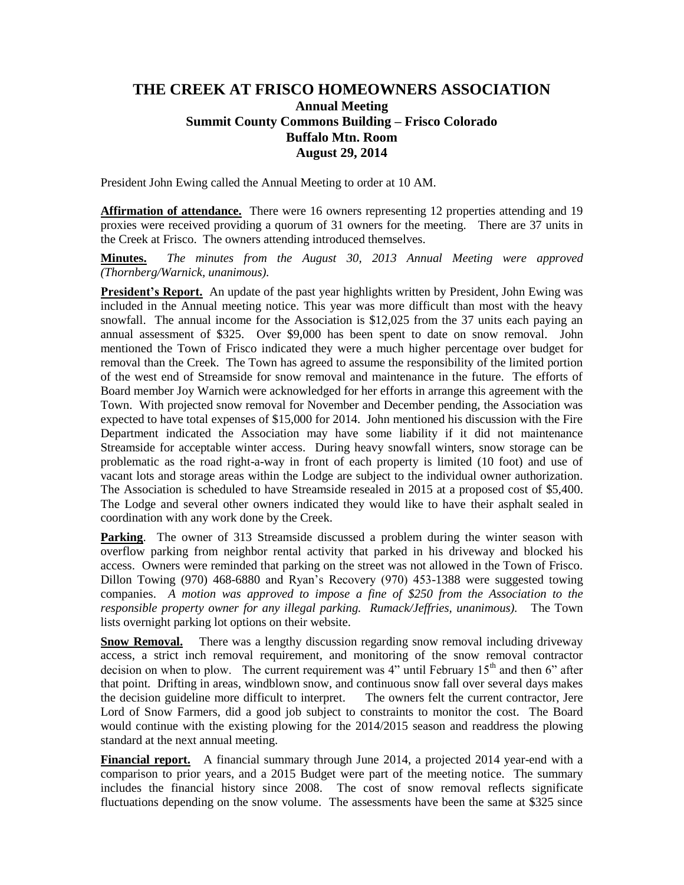# THE CREEK AT FRISCO HOMEOWNERS ASSOCIATION

## Annual Meeting
## Summit County Commons Building – Frisco Colorado
## Buffalo Mtn. Room
## August 29, 2014

President John Ewing called the Annual Meeting to order at 10 AM.

**Affirmation of attendance.** There were 16 owners representing 12 properties attending and 19 proxies were received providing a quorum of 31 owners for the meeting. There are 37 units in the Creek at Frisco. The owners attending introduced themselves.

**Minutes.** *The minutes from the August 30, 2013 Annual Meeting were approved (Thornberg/Warnick, unanimous).*

**President's Report.** An update of the past year highlights written by President, John Ewing was included in the Annual meeting notice. This year was more difficult than most with the heavy snowfall. The annual income for the Association is $12,025 from the 37 units each paying an annual assessment of $325. Over $9,000 has been spent to date on snow removal. John mentioned the Town of Frisco indicated they were a much higher percentage over budget for removal than the Creek. The Town has agreed to assume the responsibility of the limited portion of the west end of Streamside for snow removal and maintenance in the future. The efforts of Board member Joy Warnich were acknowledged for her efforts in arrange this agreement with the Town. With projected snow removal for November and December pending, the Association was expected to have total expenses of $15,000 for 2014. John mentioned his discussion with the Fire Department indicated the Association may have some liability if it did not maintenance Streamside for acceptable winter access. During heavy snowfall winters, snow storage can be problematic as the road right-a-way in front of each property is limited (10 foot) and use of vacant lots and storage areas within the Lodge are subject to the individual owner authorization. The Association is scheduled to have Streamside resealed in 2015 at a proposed cost of $5,400. The Lodge and several other owners indicated they would like to have their asphalt sealed in coordination with any work done by the Creek.

**Parking**. The owner of 313 Streamside discussed a problem during the winter season with overflow parking from neighbor rental activity that parked in his driveway and blocked his access. Owners were reminded that parking on the street was not allowed in the Town of Frisco. Dillon Towing (970) 468-6880 and Ryan's Recovery (970) 453-1388 were suggested towing companies. *A motion was approved to impose a fine of $250 from the Association to the responsible property owner for any illegal parking. Rumack/Jeffries, unanimous).* The Town lists overnight parking lot options on their website.

**Snow Removal.** There was a lengthy discussion regarding snow removal including driveway access, a strict inch removal requirement, and monitoring of the snow removal contractor decision on when to plow. The current requirement was 4" until February 15th and then 6" after that point. Drifting in areas, windblown snow, and continuous snow fall over several days makes the decision guideline more difficult to interpret. The owners felt the current contractor, Jere Lord of Snow Farmers, did a good job subject to constraints to monitor the cost. The Board would continue with the existing plowing for the 2014/2015 season and readdress the plowing standard at the next annual meeting.

**Financial report.** A financial summary through June 2014, a projected 2014 year-end with a comparison to prior years, and a 2015 Budget were part of the meeting notice. The summary includes the financial history since 2008. The cost of snow removal reflects significate fluctuations depending on the snow volume. The assessments have been the same at $325 since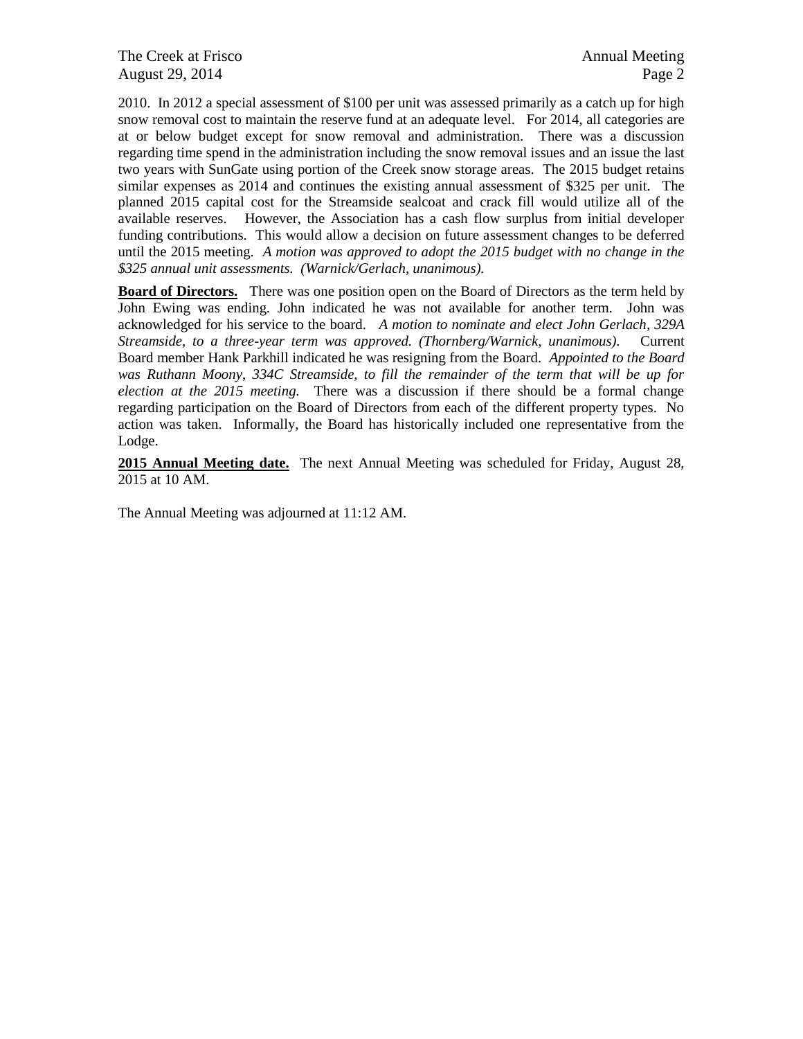2010. In 2012 a special assessment of $100 per unit was assessed primarily as a catch up for high snow removal cost to maintain the reserve fund at an adequate level. For 2014, all categories are at or below budget except for snow removal and administration. There was a discussion regarding time spend in the administration including the snow removal issues and an issue the last two years with SunGate using portion of the Creek snow storage areas. The 2015 budget retains similar expenses as 2014 and continues the existing annual assessment of $325 per unit. The planned 2015 capital cost for the Streamside sealcoat and crack fill would utilize all of the available reserves. However, the Association has a cash flow surplus from initial developer funding contributions. This would allow a decision on future assessment changes to be deferred until the 2015 meeting. *A motion was approved to adopt the 2015 budget with no change in the $325 annual unit assessments. (Warnick/Gerlach, unanimous).*

**Board of Directors.** There was one position open on the Board of Directors as the term held by John Ewing was ending. John indicated he was not available for another term. John was acknowledged for his service to the board. *A motion to nominate and elect John Gerlach, 329A Streamside, to a three-year term was approved. (Thornberg/Warnick, unanimous).* Current Board member Hank Parkhill indicated he was resigning from the Board. *Appointed to the Board was Ruthann Moony, 334C Streamside, to fill the remainder of the term that will be up for election at the 2015 meeting.* There was a discussion if there should be a formal change regarding participation on the Board of Directors from each of the different property types. No action was taken. Informally, the Board has historically included one representative from the Lodge.

**2015 Annual Meeting date.** The next Annual Meeting was scheduled for Friday, August 28, 2015 at 10 AM.

The Annual Meeting was adjourned at 11:12 AM.